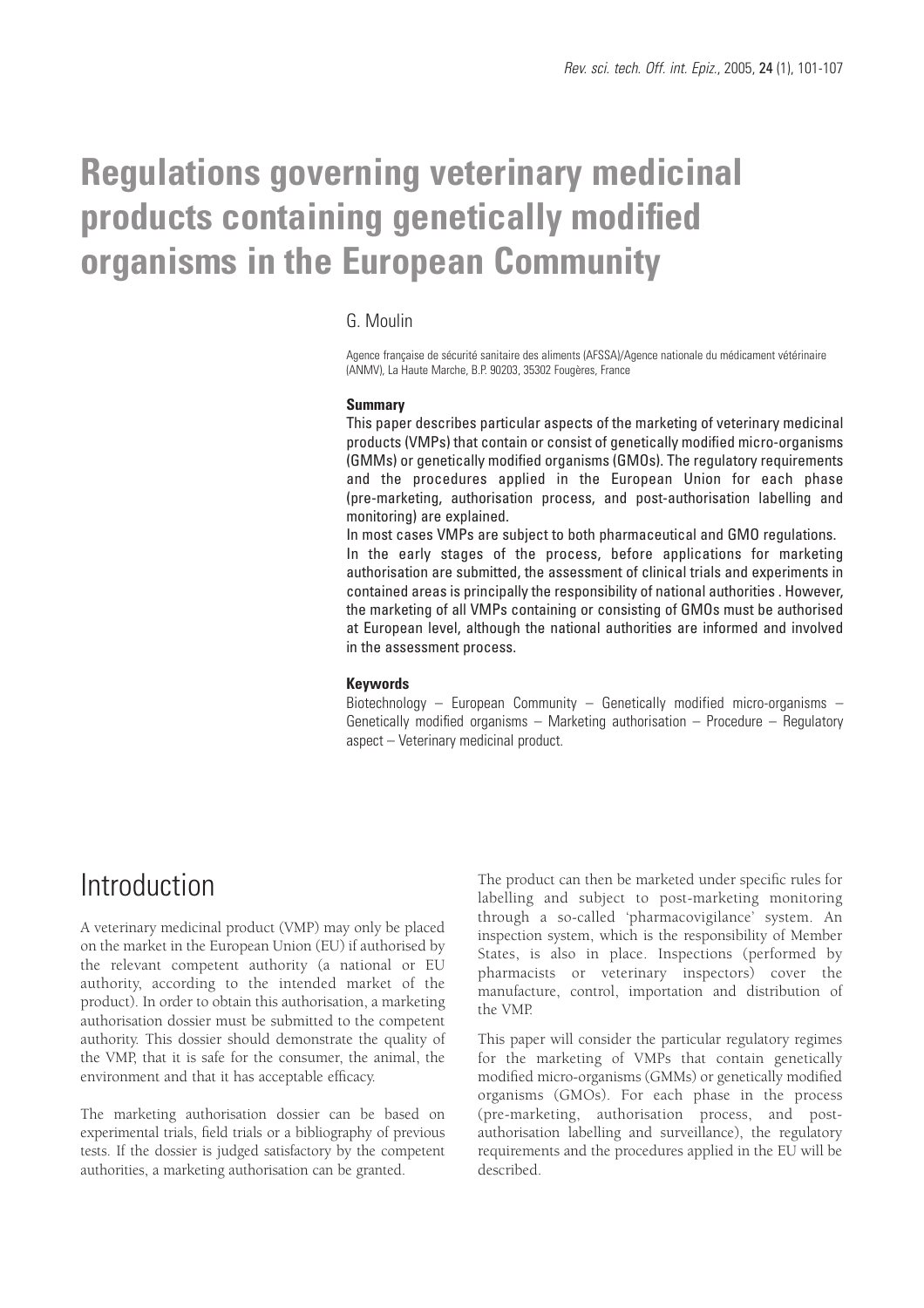# Regulations governing veterinary medicinal products containing genetically modified organisms in the European Community

G. Moulin

Agence française de sécurité sanitaire des aliments (AFSSA)/Agence nationale du médicament vétérinaire (ANMV), La Haute Marche, B.P. 90203, 35302 Fougères, France

#### Summary

This paper describes particular aspects of the marketing of veterinary medicinal products (VMPs) that contain or consist of genetically modified micro-organisms (GMMs) or genetically modified organisms (GMOs). The regulatory requirements and the procedures applied in the European Union for each phase (pre-marketing, authorisation process, and post-authorisation labelling and monitoring) are explained.

In most cases VMPs are subject to both pharmaceutical and GMO regulations.

In the early stages of the process, before applications for marketing authorisation are submitted, the assessment of clinical trials and experiments in contained areas is principally the responsibility of national authorities . However, the marketing of all VMPs containing or consisting of GMOs must be authorised at European level, although the national authorities are informed and involved in the assessment process.

#### Keywords

Biotechnology – European Community – Genetically modified micro-organisms – Genetically modified organisms – Marketing authorisation – Procedure – Regulatory aspect – Veterinary medicinal product.

## Introduction

A veterinary medicinal product (VMP) may only be placed on the market in the European Union (EU) if authorised by the relevant competent authority (a national or EU authority, according to the intended market of the product). In order to obtain this authorisation, a marketing authorisation dossier must be submitted to the competent authority. This dossier should demonstrate the quality of the VMP, that it is safe for the consumer, the animal, the environment and that it has acceptable efficacy.

The marketing authorisation dossier can be based on experimental trials, field trials or a bibliography of previous tests. If the dossier is judged satisfactory by the competent authorities, a marketing authorisation can be granted.

The product can then be marketed under specific rules for labelling and subject to post-marketing monitoring through a so-called 'pharmacovigilance' system. An inspection system, which is the responsibility of Member States, is also in place. Inspections (performed by pharmacists or veterinary inspectors) cover the manufacture, control, importation and distribution of the VMP.

This paper will consider the particular regulatory regimes for the marketing of VMPs that contain genetically modified micro-organisms (GMMs) or genetically modified organisms (GMOs). For each phase in the process (pre-marketing, authorisation process, and post-authorisation labelling and surveillance), the regulatory requirements and the procedures applied in the EU will be described.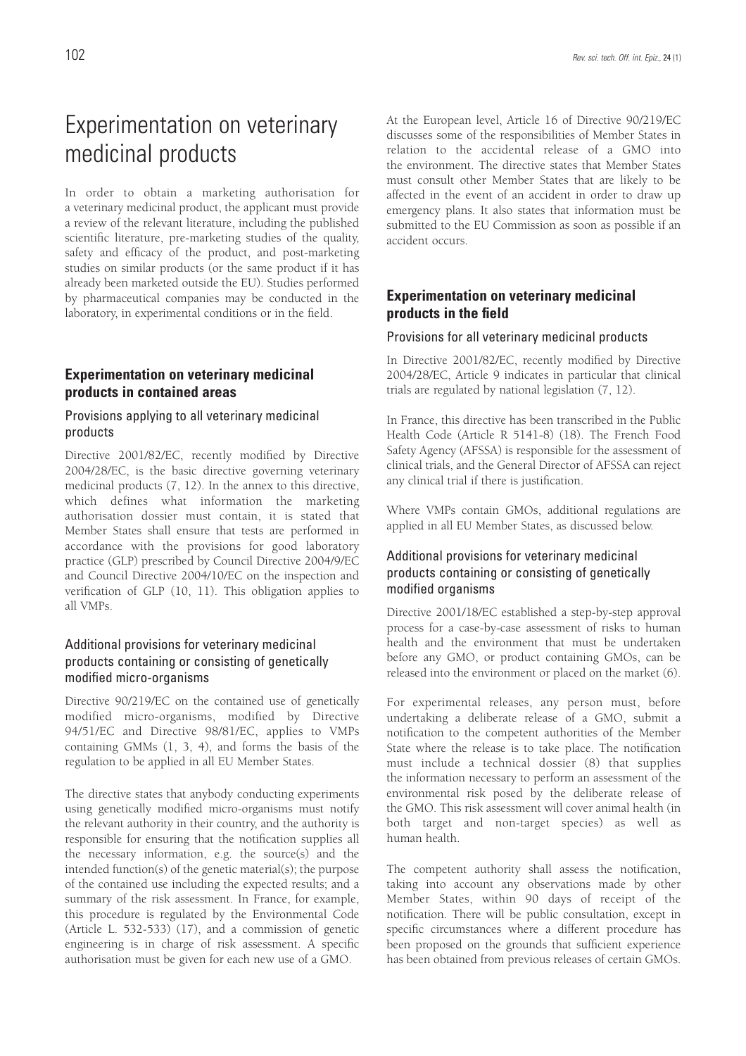# Experimentation on veterinary medicinal products

In order to obtain a marketing authorisation for a veterinary medicinal product, the applicant must provide a review of the relevant literature, including the published scientific literature, pre-marketing studies of the quality, safety and efficacy of the product, and post-marketing studies on similar products (or the same product if it has already been marketed outside the EU). Studies performed by pharmaceutical companies may be conducted in the laboratory, in experimental conditions or in the field.

## Experimentation on veterinary medicinal products in contained areas

### Provisions applying to all veterinary medicinal products

Directive 2001/82/EC, recently modified by Directive 2004/28/EC, is the basic directive governing veterinary medicinal products (7, 12). In the annex to this directive, which defines what information the marketing authorisation dossier must contain, it is stated that Member States shall ensure that tests are performed in accordance with the provisions for good laboratory practice (GLP) prescribed by Council Directive 2004/9/EC and Council Directive 2004/10/EC on the inspection and verification of GLP (10, 11). This obligation applies to all VMPs.

### Additional provisions for veterinary medicinal products containing or consisting of genetically modified micro-organisms

Directive 90/219/EC on the contained use of genetically modified micro-organisms, modified by Directive 94/51/EC and Directive 98/81/EC, applies to VMPs containing GMMs (1, 3, 4), and forms the basis of the regulation to be applied in all EU Member States.

The directive states that anybody conducting experiments using genetically modified micro-organisms must notify the relevant authority in their country, and the authority is responsible for ensuring that the notification supplies all the necessary information, e.g. the source(s) and the intended function(s) of the genetic material(s); the purpose of the contained use including the expected results; and a summary of the risk assessment. In France, for example, this procedure is regulated by the Environmental Code (Article L. 532-533) (17), and a commission of genetic engineering is in charge of risk assessment. A specific authorisation must be given for each new use of a GMO.

At the European level, Article 16 of Directive 90/219/EC discusses some of the responsibilities of Member States in relation to the accidental release of a GMO into the environment. The directive states that Member States must consult other Member States that are likely to be affected in the event of an accident in order to draw up emergency plans. It also states that information must be submitted to the EU Commission as soon as possible if an accident occurs.

## Experimentation on veterinary medicinal products in the field

### Provisions for all veterinary medicinal products

In Directive 2001/82/EC, recently modified by Directive 2004/28/EC, Article 9 indicates in particular that clinical trials are regulated by national legislation (7, 12).

In France, this directive has been transcribed in the Public Health Code (Article R 5141-8) (18). The French Food Safety Agency (AFSSA) is responsible for the assessment of clinical trials, and the General Director of AFSSA can reject any clinical trial if there is justification.

Where VMPs contain GMOs, additional regulations are applied in all EU Member States, as discussed below.

### Additional provisions for veterinary medicinal products containing or consisting of genetically modified organisms

Directive 2001/18/EC established a step-by-step approval process for a case-by-case assessment of risks to human health and the environment that must be undertaken before any GMO, or product containing GMOs, can be released into the environment or placed on the market (6).

For experimental releases, any person must, before undertaking a deliberate release of a GMO, submit a notification to the competent authorities of the Member State where the release is to take place. The notification must include a technical dossier (8) that supplies the information necessary to perform an assessment of the environmental risk posed by the deliberate release of the GMO. This risk assessment will cover animal health (in both target and non-target species) as well as human health.

The competent authority shall assess the notification, taking into account any observations made by other Member States, within 90 days of receipt of the notification. There will be public consultation, except in specific circumstances where a different procedure has been proposed on the grounds that sufficient experience has been obtained from previous releases of certain GMOs.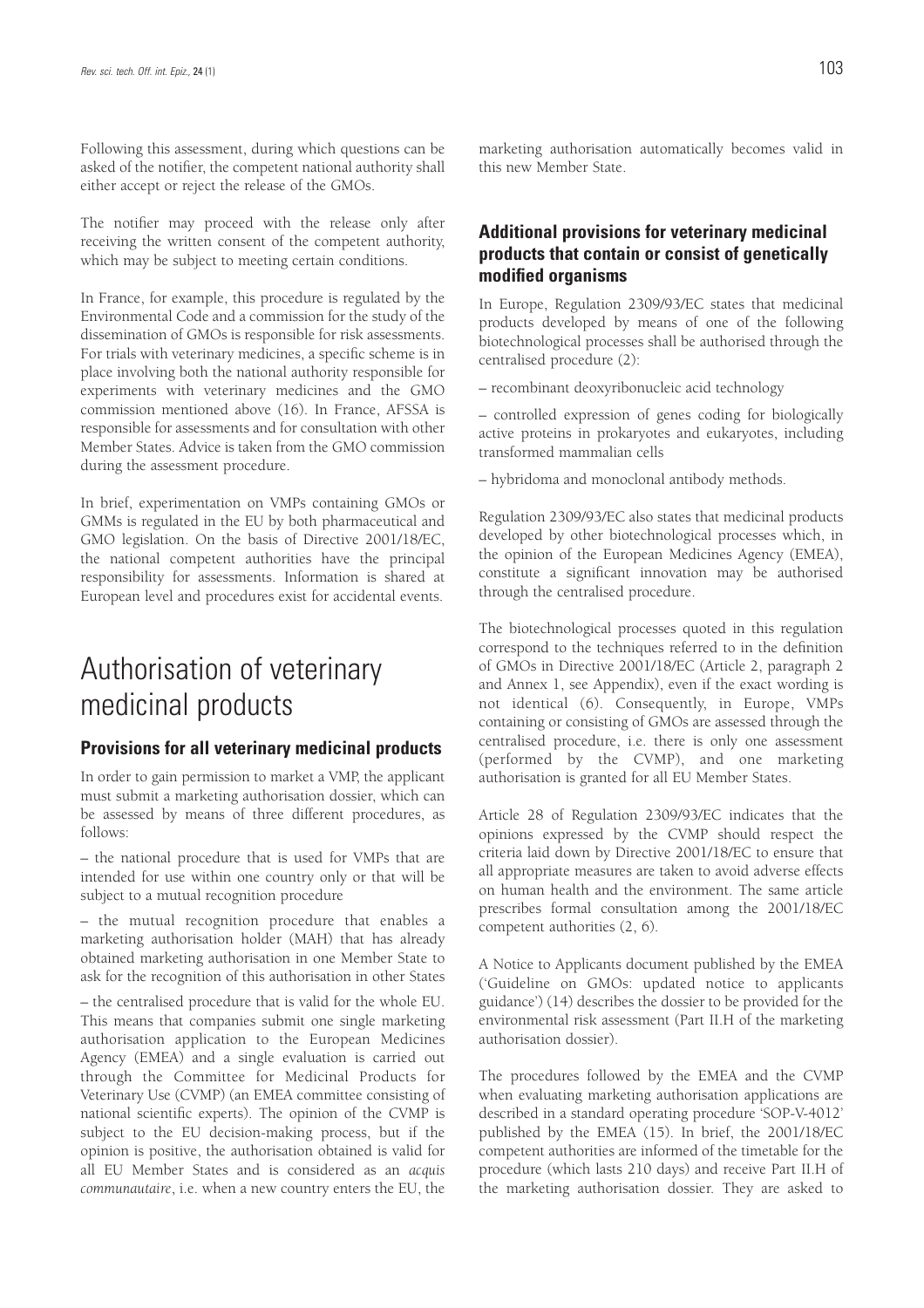Following this assessment, during which questions can be asked of the notifier, the competent national authority shall either accept or reject the release of the GMOs.

The notifier may proceed with the release only after receiving the written consent of the competent authority, which may be subject to meeting certain conditions.

In France, for example, this procedure is regulated by the Environmental Code and a commission for the study of the dissemination of GMOs is responsible for risk assessments. For trials with veterinary medicines, a specific scheme is in place involving both the national authority responsible for experiments with veterinary medicines and the GMO commission mentioned above (16). In France, AFSSA is responsible for assessments and for consultation with other Member States. Advice is taken from the GMO commission during the assessment procedure.

In brief, experimentation on VMPs containing GMOs or GMMs is regulated in the EU by both pharmaceutical and GMO legislation. On the basis of Directive 2001/18/EC, the national competent authorities have the principal responsibility for assessments. Information is shared at European level and procedures exist for accidental events.

# Authorisation of veterinary medicinal products

### Provisions for all veterinary medicinal products

In order to gain permission to market a VMP, the applicant must submit a marketing authorisation dossier, which can be assessed by means of three different procedures, as follows:

– the national procedure that is used for VMPs that are intended for use within one country only or that will be subject to a mutual recognition procedure

– the mutual recognition procedure that enables a marketing authorisation holder (MAH) that has already obtained marketing authorisation in one Member State to ask for the recognition of this authorisation in other States

– the centralised procedure that is valid for the whole EU. This means that companies submit one single marketing authorisation application to the European Medicines Agency (EMEA) and a single evaluation is carried out through the Committee for Medicinal Products for Veterinary Use (CVMP) (an EMEA committee consisting of national scientific experts). The opinion of the CVMP is subject to the EU decision-making process, but if the opinion is positive, the authorisation obtained is valid for all EU Member States and is considered as an *acquis communautaire*, i.e. when a new country enters the EU, the marketing authorisation automatically becomes valid in this new Member State.

### Additional provisions for veterinary medicinal products that contain or consist of genetically modified organisms

In Europe, Regulation 2309/93/EC states that medicinal products developed by means of one of the following biotechnological processes shall be authorised through the centralised procedure (2):

– recombinant deoxyribonucleic acid technology

– controlled expression of genes coding for biologically active proteins in prokaryotes and eukaryotes, including transformed mammalian cells

– hybridoma and monoclonal antibody methods.

Regulation 2309/93/EC also states that medicinal products developed by other biotechnological processes which, in the opinion of the European Medicines Agency (EMEA), constitute a significant innovation may be authorised through the centralised procedure.

The biotechnological processes quoted in this regulation correspond to the techniques referred to in the definition of GMOs in Directive 2001/18/EC (Article 2, paragraph 2 and Annex 1, see Appendix), even if the exact wording is not identical (6). Consequently, in Europe, VMPs containing or consisting of GMOs are assessed through the centralised procedure, i.e. there is only one assessment (performed by the CVMP), and one marketing authorisation is granted for all EU Member States.

Article 28 of Regulation 2309/93/EC indicates that the opinions expressed by the CVMP should respect the criteria laid down by Directive 2001/18/EC to ensure that all appropriate measures are taken to avoid adverse effects on human health and the environment. The same article prescribes formal consultation among the 2001/18/EC competent authorities (2, 6).

A Notice to Applicants document published by the EMEA ('Guideline on GMOs: updated notice to applicants guidance') (14) describes the dossier to be provided for the environmental risk assessment (Part II.H of the marketing authorisation dossier).

The procedures followed by the EMEA and the CVMP when evaluating marketing authorisation applications are described in a standard operating procedure 'SOP-V-4012' published by the EMEA (15). In brief, the 2001/18/EC competent authorities are informed of the timetable for the procedure (which lasts 210 days) and receive Part II.H of the marketing authorisation dossier. They are asked to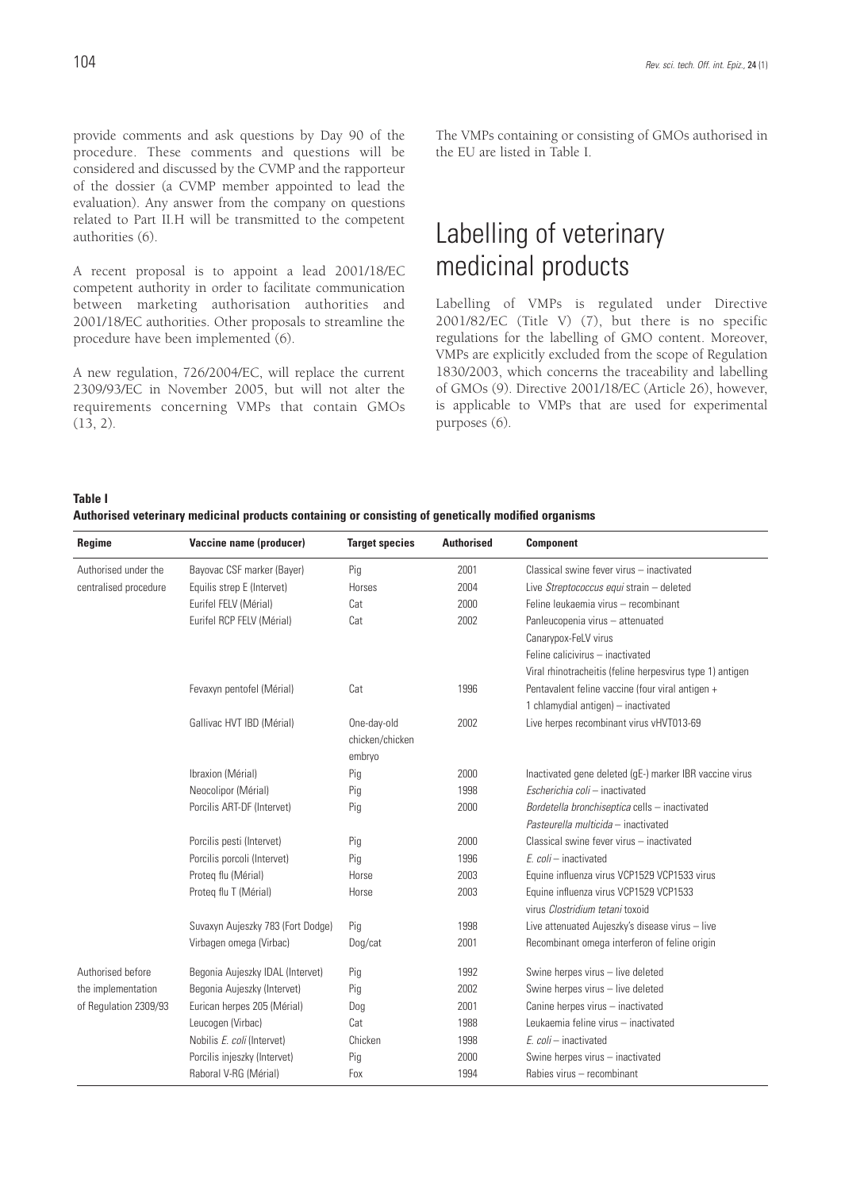provide comments and ask questions by Day 90 of the procedure. These comments and questions will be considered and discussed by the CVMP and the rapporteur of the dossier (a CVMP member appointed to lead the evaluation). Any answer from the company on questions related to Part II.H will be transmitted to the competent authorities (6).

A recent proposal is to appoint a lead 2001/18/EC competent authority in order to facilitate communication between marketing authorisation authorities and 2001/18/EC authorities. Other proposals to streamline the procedure have been implemented (6).

A new regulation, 726/2004/EC, will replace the current 2309/93/EC in November 2005, but will not alter the requirements concerning VMPs that contain GMOs (13, 2).

The VMPs containing or consisting of GMOs authorised in the EU are listed in Table I.

# Labelling of veterinary medicinal products

Labelling of VMPs is regulated under Directive 2001/82/EC (Title V) (7), but there is no specific regulations for the labelling of GMO content. Moreover, VMPs are explicitly excluded from the scope of Regulation 1830/2003, which concerns the traceability and labelling of GMOs (9). Directive 2001/18/EC (Article 26), however, is applicable to VMPs that are used for experimental purposes (6).

**Table I**
**Authorised veterinary medicinal products containing or consisting of genetically modified organisms**

| Regime | Vaccine name (producer) | Target species | Authorised | Component |
|---|---|---|---|---|
| Authorised under the centralised procedure | Bayovac CSF marker (Bayer) | Pig | 2001 | Classical swine fever virus – inactivated |
| | Equilis strep E (Intervet) | Horses | 2004 | Live *Streptococcus equi* strain – deleted |
| | Eurifel FELV (Mérial) | Cat | 2000 | Feline leukaemia virus – recombinant |
| | Eurifel RCP FELV (Mérial) | Cat | 2002 | Panleucopenia virus – attenuated<br>Canarypox-FeLV virus<br>Feline calicivirus – inactivated<br>Viral rhinotracheitis (feline herpesvirus type 1) antigen |
| | Fevaxyn pentofel (Mérial) | Cat | 1996 | Pentavalent feline vaccine (four viral antigen + 1 chlamydial antigen) – inactivated |
| | Gallivac HVT IBD (Mérial) | One-day-old chicken/chicken embryo | 2002 | Live herpes recombinant virus vHVT013-69 |
| | Ibraxion (Mérial) | Pig | 2000 | Inactivated gene deleted (gE-) marker IBR vaccine virus |
| | Neocolipor (Mérial) | Pig | 1998 | *Escherichia coli* – inactivated |
| | Porcilis ART-DF (Intervet) | Pig | 2000 | *Bordetella bronchiseptica* cells – inactivated<br>*Pasteurella multicida* – inactivated |
| | Porcilis pesti (Intervet) | Pig | 2000 | Classical swine fever virus – inactivated |
| | Porcilis porcoli (Intervet) | Pig | 1996 | *E. coli* – inactivated |
| | Proteq flu (Mérial) | Horse | 2003 | Equine influenza virus VCP1529 VCP1533 virus |
| | Proteq flu T (Mérial) | Horse | 2003 | Equine influenza virus VCP1529 VCP1533 virus *Clostridium tetani* toxoid |
| | Suvaxyn Aujeszky 783 (Fort Dodge) | Pig | 1998 | Live attenuated Aujeszky's disease virus – live |
| | Virbagen omega (Virbac) | Dog/cat | 2001 | Recombinant omega interferon of feline origin |
| Authorised before the implementation of Regulation 2309/93 | Begonia Aujeszky IDAL (Intervet) | Pig | 1992 | Swine herpes virus – live deleted |
| | Begonia Aujeszky (Intervet) | Pig | 2002 | Swine herpes virus – live deleted |
| | Eurican herpes 205 (Mérial) | Dog | 2001 | Canine herpes virus – inactivated |
| | Leucogen (Virbac) | Cat | 1988 | Leukaemia feline virus – inactivated |
| | Nobilis *E. coli* (Intervet) | Chicken | 1998 | *E. coli* – inactivated |
| | Porcilis injeszky (Intervet) | Pig | 2000 | Swine herpes virus – inactivated |
| | Raboral V-RG (Mérial) | Fox | 1994 | Rabies virus – recombinant |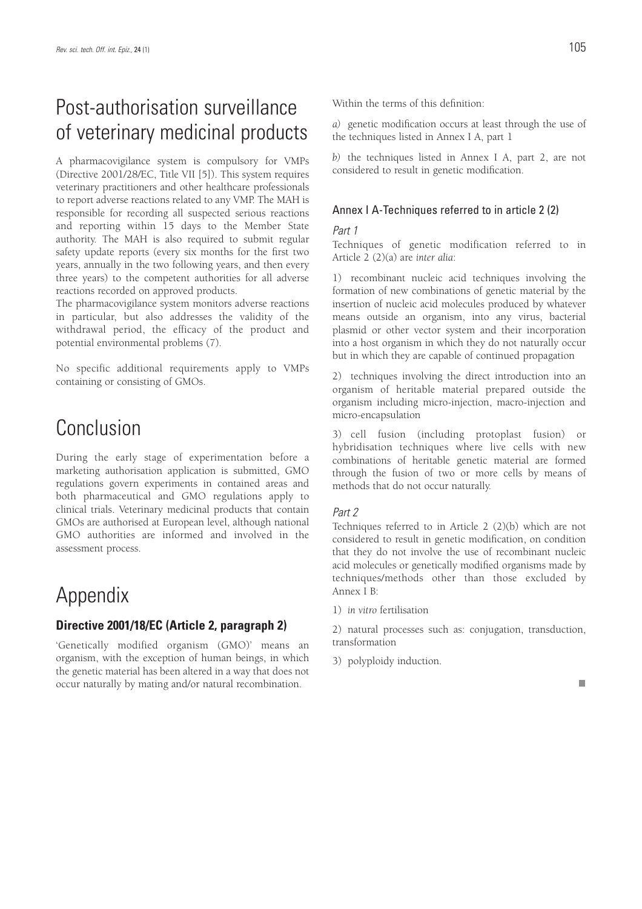# Post-authorisation surveillance of veterinary medicinal products

A pharmacovigilance system is compulsory for VMPs (Directive 2001/28/EC, Title VII [5]). This system requires veterinary practitioners and other healthcare professionals to report adverse reactions related to any VMP. The MAH is responsible for recording all suspected serious reactions and reporting within 15 days to the Member State authority. The MAH is also required to submit regular safety update reports (every six months for the first two years, annually in the two following years, and then every three years) to the competent authorities for all adverse reactions recorded on approved products.

The pharmacovigilance system monitors adverse reactions in particular, but also addresses the validity of the withdrawal period, the efficacy of the product and potential environmental problems (7).

No specific additional requirements apply to VMPs containing or consisting of GMOs.

# Conclusion

During the early stage of experimentation before a marketing authorisation application is submitted, GMO regulations govern experiments in contained areas and both pharmaceutical and GMO regulations apply to clinical trials. Veterinary medicinal products that contain GMOs are authorised at European level, although national GMO authorities are informed and involved in the assessment process.

# Appendix

## Directive 2001/18/EC (Article 2, paragraph 2)

'Genetically modified organism (GMO)' means an organism, with the exception of human beings, in which the genetic material has been altered in a way that does not occur naturally by mating and/or natural recombination.

Within the terms of this definition:

*a)* genetic modification occurs at least through the use of the techniques listed in Annex I A, part 1

*b)* the techniques listed in Annex I A, part 2, are not considered to result in genetic modification.

### Annex I A-Techniques referred to in article 2 (2)

*Part 1*

Techniques of genetic modification referred to in Article 2 (2)(a) are *inter alia*:

1) recombinant nucleic acid techniques involving the formation of new combinations of genetic material by the insertion of nucleic acid molecules produced by whatever means outside an organism, into any virus, bacterial plasmid or other vector system and their incorporation into a host organism in which they do not naturally occur but in which they are capable of continued propagation

2) techniques involving the direct introduction into an organism of heritable material prepared outside the organism including micro-injection, macro-injection and micro-encapsulation

3) cell fusion (including protoplast fusion) or hybridisation techniques where live cells with new combinations of heritable genetic material are formed through the fusion of two or more cells by means of methods that do not occur naturally.

*Part 2*

Techniques referred to in Article 2 (2)(b) which are not considered to result in genetic modification, on condition that they do not involve the use of recombinant nucleic acid molecules or genetically modified organisms made by techniques/methods other than those excluded by Annex I B:

1) *in vitro* fertilisation

2) natural processes such as: conjugation, transduction, transformation

3) polyploidy induction.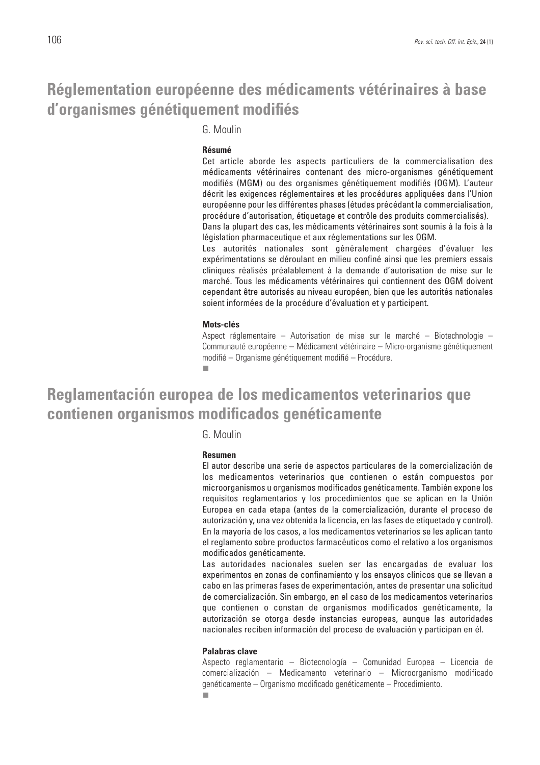# Réglementation européenne des médicaments vétérinaires à base d'organismes génétiquement modifiés

G. Moulin

**Résumé**

Cet article aborde les aspects particuliers de la commercialisation des médicaments vétérinaires contenant des micro-organismes génétiquement modifiés (MGM) ou des organismes génétiquement modifiés (OGM). L'auteur décrit les exigences réglementaires et les procédures appliquées dans l'Union européenne pour les différentes phases (études précédant la commercialisation, procédure d'autorisation, étiquetage et contrôle des produits commercialisés).

Dans la plupart des cas, les médicaments vétérinaires sont soumis à la fois à la législation pharmaceutique et aux réglementations sur les OGM.

Les autorités nationales sont généralement chargées d'évaluer les expérimentations se déroulant en milieu confiné ainsi que les premiers essais cliniques réalisés préalablement à la demande d'autorisation de mise sur le marché. Tous les médicaments vétérinaires qui contiennent des OGM doivent cependant être autorisés au niveau européen, bien que les autorités nationales soient informées de la procédure d'évaluation et y participent.

**Mots-clés**

Aspect réglementaire – Autorisation de mise sur le marché – Biotechnologie – Communauté européenne – Médicament vétérinaire – Micro-organisme génétiquement modifié – Organisme génétiquement modifié – Procédure.

■

# Reglamentación europea de los medicamentos veterinarios que contienen organismos modificados genéticamente

G. Moulin

**Resumen**

El autor describe una serie de aspectos particulares de la comercialización de los medicamentos veterinarios que contienen o están compuestos por microorganismos u organismos modificados genéticamente. También expone los requisitos reglamentarios y los procedimientos que se aplican en la Unión Europea en cada etapa (antes de la comercialización, durante el proceso de autorización y, una vez obtenida la licencia, en las fases de etiquetado y control). En la mayoría de los casos, a los medicamentos veterinarios se les aplican tanto el reglamento sobre productos farmacéuticos como el relativo a los organismos modificados genéticamente.

Las autoridades nacionales suelen ser las encargadas de evaluar los experimentos en zonas de confinamiento y los ensayos clínicos que se llevan a cabo en las primeras fases de experimentación, antes de presentar una solicitud de comercialización. Sin embargo, en el caso de los medicamentos veterinarios que contienen o constan de organismos modificados genéticamente, la autorización se otorga desde instancias europeas, aunque las autoridades nacionales reciben información del proceso de evaluación y participan en él.

**Palabras clave**

Aspecto reglamentario – Biotecnología – Comunidad Europea – Licencia de comercialización – Medicamento veterinario – Microorganismo modificado genéticamente – Organismo modificado genéticamente – Procedimiento.

■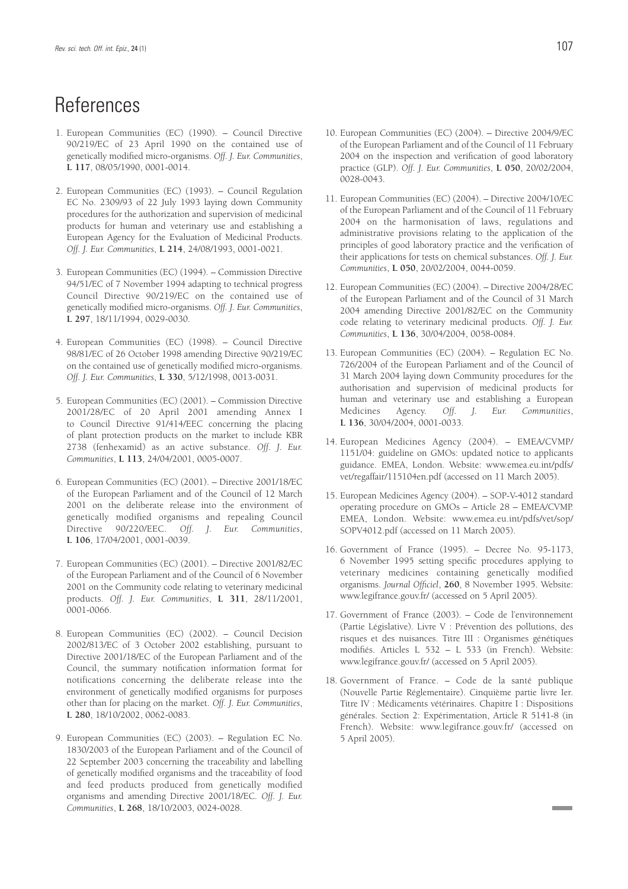# References

1. European Communities (EC) (1990). – Council Directive 90/219/EC of 23 April 1990 on the contained use of genetically modified micro-organisms. *Off. J. Eur. Communities*, **L 117**, 08/05/1990, 0001-0014.

2. European Communities (EC) (1993). – Council Regulation EC No. 2309/93 of 22 July 1993 laying down Community procedures for the authorization and supervision of medicinal products for human and veterinary use and establishing a European Agency for the Evaluation of Medicinal Products. *Off. J. Eur. Communities*, **L 214**, 24/08/1993, 0001-0021.

3. European Communities (EC) (1994). – Commission Directive 94/51/EC of 7 November 1994 adapting to technical progress Council Directive 90/219/EC on the contained use of genetically modified micro-organisms. *Off. J. Eur. Communities*, **L 297**, 18/11/1994, 0029-0030.

4. European Communities (EC) (1998). – Council Directive 98/81/EC of 26 October 1998 amending Directive 90/219/EC on the contained use of genetically modified micro-organisms. *Off. J. Eur. Communities*, **L 330**, 5/12/1998, 0013-0031.

5. European Communities (EC) (2001). – Commission Directive 2001/28/EC of 20 April 2001 amending Annex I to Council Directive 91/414/EEC concerning the placing of plant protection products on the market to include KBR 2738 (fenhexamid) as an active substance. *Off. J. Eur. Communities*, **L 113**, 24/04/2001, 0005-0007.

6. European Communities (EC) (2001). – Directive 2001/18/EC of the European Parliament and of the Council of 12 March 2001 on the deliberate release into the environment of genetically modified organisms and repealing Council Directive 90/220/EEC. *Off. J. Eur. Communities*, **L 106**, 17/04/2001, 0001-0039.

7. European Communities (EC) (2001). – Directive 2001/82/EC of the European Parliament and of the Council of 6 November 2001 on the Community code relating to veterinary medicinal products. *Off. J. Eur. Communities*, **L 311**, 28/11/2001, 0001-0066.

8. European Communities (EC) (2002). – Council Decision 2002/813/EC of 3 October 2002 establishing, pursuant to Directive 2001/18/EC of the European Parliament and of the Council, the summary notification information format for notifications concerning the deliberate release into the environment of genetically modified organisms for purposes other than for placing on the market. *Off. J. Eur. Communities*, **L 280**, 18/10/2002, 0062-0083.

9. European Communities (EC) (2003). – Regulation EC No. 1830/2003 of the European Parliament and of the Council of 22 September 2003 concerning the traceability and labelling of genetically modified organisms and the traceability of food and feed products produced from genetically modified organisms and amending Directive 2001/18/EC. *Off. J. Eur. Communities*, **L 268**, 18/10/2003, 0024-0028.

10. European Communities (EC) (2004). – Directive 2004/9/EC of the European Parliament and of the Council of 11 February 2004 on the inspection and verification of good laboratory practice (GLP). *Off. J. Eur. Communities*, **L 050**, 20/02/2004, 0028-0043.

11. European Communities (EC) (2004). – Directive 2004/10/EC of the European Parliament and of the Council of 11 February 2004 on the harmonisation of laws, regulations and administrative provisions relating to the application of the principles of good laboratory practice and the verification of their applications for tests on chemical substances. *Off. J. Eur. Communities*, **L 050**, 20/02/2004, 0044-0059.

12. European Communities (EC) (2004). – Directive 2004/28/EC of the European Parliament and of the Council of 31 March 2004 amending Directive 2001/82/EC on the Community code relating to veterinary medicinal products. *Off. J. Eur. Communities*, **L 136**, 30/04/2004, 0058-0084.

13. European Communities (EC) (2004). – Regulation EC No. 726/2004 of the European Parliament and of the Council of 31 March 2004 laying down Community procedures for the authorisation and supervision of medicinal products for human and veterinary use and establishing a European Medicines Agency. *Off. J. Eur. Communities*, **L 136**, 30/04/2004, 0001-0033.

14. European Medicines Agency (2004). – EMEA/CVMP/1151/04: guideline on GMOs: updated notice to applicants guidance. EMEA, London. Website: www.emea.eu.int/pdfs/vet/regaffair/115104en.pdf (accessed on 11 March 2005).

15. European Medicines Agency (2004). – SOP-V-4012 standard operating procedure on GMOs – Article 28 – EMEA/CVMP. EMEA, London. Website: www.emea.eu.int/pdfs/vet/sop/SOPV4012.pdf (accessed on 11 March 2005).

16. Government of France (1995). – Decree No. 95-1173, 6 November 1995 setting specific procedures applying to veterinary medicines containing genetically modified organisms. *Journal Officiel*, **260**, 8 November 1995. Website: www.legifrance.gouv.fr/ (accessed on 5 April 2005).

17. Government of France (2003). – Code de l'environnement (Partie Législative). Livre V : Prévention des pollutions, des risques et des nuisances. Titre III : Organismes génétiques modifiés. Articles L 532 – L 533 (in French). Website: www.legifrance.gouv.fr/ (accessed on 5 April 2005).

18. Government of France. – Code de la santé publique (Nouvelle Partie Réglementaire). Cinquième partie livre Ier. Titre IV : Médicaments vétérinaires. Chapitre I : Dispositions générales. Section 2: Expérimentation, Article R 5141-8 (in French). Website: www.legifrance.gouv.fr/ (accessed on 5 April 2005).